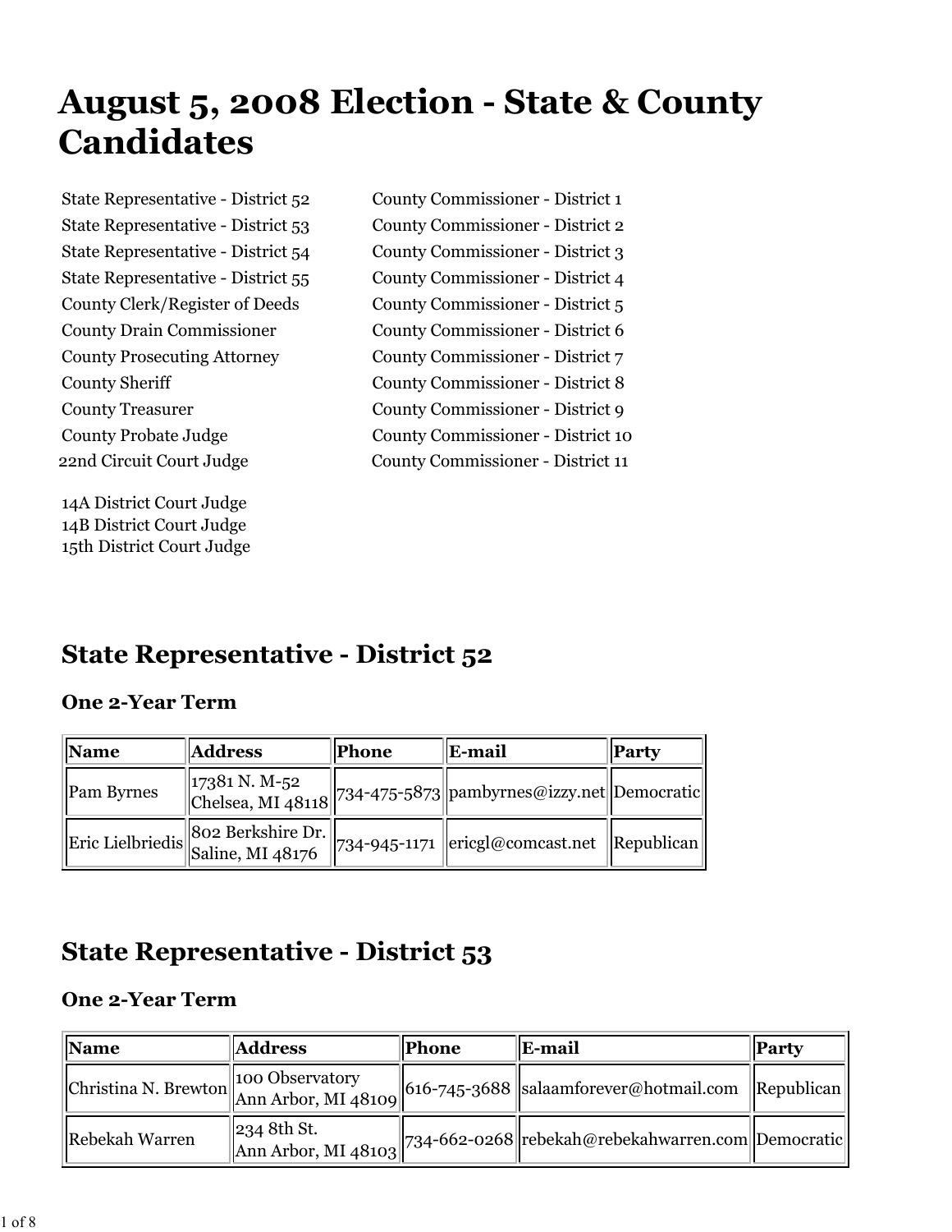# August 5, 2008 Election - State & County Candidates

- State Representative - District 52
- State Representative - District 53
- State Representative - District 54
- State Representative - District 55
- County Clerk/Register of Deeds
- County Drain Commissioner
- County Prosecuting Attorney
- County Sheriff
- County Treasurer
- County Probate Judge
- 22nd Circuit Court Judge
- 14A District Court Judge
- 14B District Court Judge
- 15th District Court Judge
- County Commissioner - District 1
- County Commissioner - District 2
- County Commissioner - District 3
- County Commissioner - District 4
- County Commissioner - District 5
- County Commissioner - District 6
- County Commissioner - District 7
- County Commissioner - District 8
- County Commissioner - District 9
- County Commissioner - District 10
- County Commissioner - District 11

## State Representative - District 52

### One 2-Year Term

| Name | Address | Phone | E-mail | Party |
|---|---|---|---|---|
| Pam Byrnes | 17381 N. M-52 Chelsea, MI 48118 | 734-475-5873 | pambyrnes@izzy.net | Democratic |
| Eric Lielbriedis | 802 Berkshire Dr. Saline, MI 48176 | 734-945-1171 | ericgl@comcast.net | Republican |

## State Representative - District 53

### One 2-Year Term

| Name | Address | Phone | E-mail | Party |
|---|---|---|---|---|
| Christina N. Brewton | 100 Observatory Ann Arbor, MI 48109 | 616-745-3688 | salaamforever@hotmail.com | Republican |
| Rebekah Warren | 234 8th St. Ann Arbor, MI 48103 | 734-662-0268 | rebekah@rebekahwarren.com | Democratic |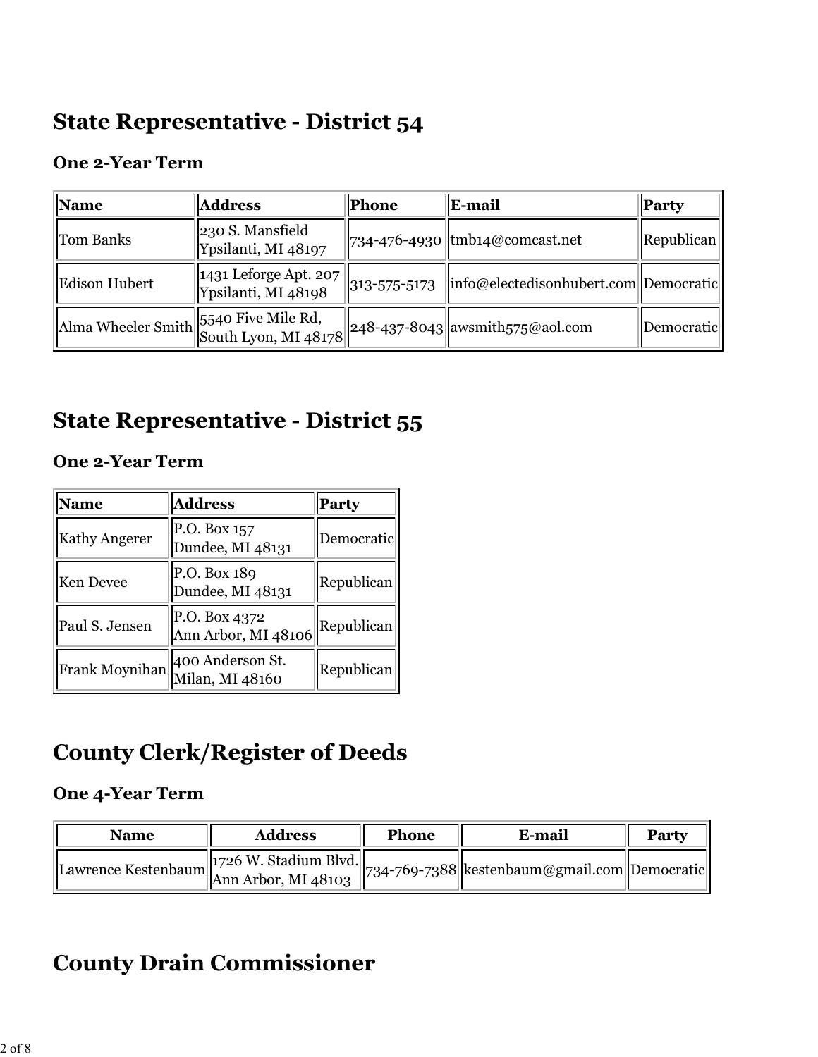# State Representative - District 54

### One 2-Year Term

| Name | Address | Phone | E-mail | Party |
|---|---|---|---|---|
| Tom Banks | 230 S. Mansfield Ypsilanti, MI 48197 | 734-476-4930 | tmb14@comcast.net | Republican |
| Edison Hubert | 1431 Leforge Apt. 207 Ypsilanti, MI 48198 | 313-575-5173 | info@electedisonhubert.com | Democratic |
| Alma Wheeler Smith | 5540 Five Mile Rd, South Lyon, MI 48178 | 248-437-8043 | awsmith575@aol.com | Democratic |

# State Representative - District 55

### One 2-Year Term

| Name | Address | Party |
|---|---|---|
| Kathy Angerer | P.O. Box 157 Dundee, MI 48131 | Democratic |
| Ken Devee | P.O. Box 189 Dundee, MI 48131 | Republican |
| Paul S. Jensen | P.O. Box 4372 Ann Arbor, MI 48106 | Republican |
| Frank Moynihan | 400 Anderson St. Milan, MI 48160 | Republican |

# County Clerk/Register of Deeds

### One 4-Year Term

| Name | Address | Phone | E-mail | Party |
|---|---|---|---|---|
| Lawrence Kestenbaum | 1726 W. Stadium Blvd. Ann Arbor, MI 48103 | 734-769-7388 | kestenbaum@gmail.com | Democratic |

# County Drain Commissioner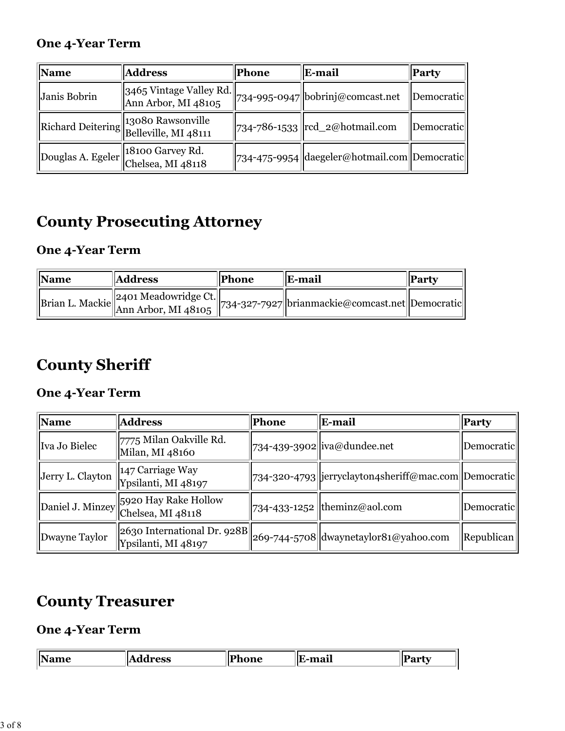### One 4-Year Term

| Name | Address | Phone | E-mail | Party |
|---|---|---|---|---|
| Janis Bobrin | 3465 Vintage Valley Rd. Ann Arbor, MI 48105 | 734-995-0947 | bobrinj@comcast.net | Democratic |
| Richard Deitering | 13080 Rawsonville Belleville, MI 48111 | 734-786-1533 | rcd_2@hotmail.com | Democratic |
| Douglas A. Egeler | 18100 Garvey Rd. Chelsea, MI 48118 | 734-475-9954 | daegeler@hotmail.com | Democratic |

## County Prosecuting Attorney

### One 4-Year Term

| Name | Address | Phone | E-mail | Party |
|---|---|---|---|---|
| Brian L. Mackie | 2401 Meadowridge Ct. Ann Arbor, MI 48105 | 734-327-7927 | brianmackie@comcast.net | Democratic |

## County Sheriff

### One 4-Year Term

| Name | Address | Phone | E-mail | Party |
|---|---|---|---|---|
| Iva Jo Bielec | 7775 Milan Oakville Rd. Milan, MI 48160 | 734-439-3902 | iva@dundee.net | Democratic |
| Jerry L. Clayton | 147 Carriage Way Ypsilanti, MI 48197 | 734-320-4793 | jerryclayton4sheriff@mac.com | Democratic |
| Daniel J. Minzey | 5920 Hay Rake Hollow Chelsea, MI 48118 | 734-433-1252 | theminz@aol.com | Democratic |
| Dwayne Taylor | 2630 International Dr. 928B Ypsilanti, MI 48197 | 269-744-5708 | dwaynetaylor81@yahoo.com | Republican |

## County Treasurer

### One 4-Year Term

| Name | Address | Phone | E-mail | Party |
|---|---|---|---|---|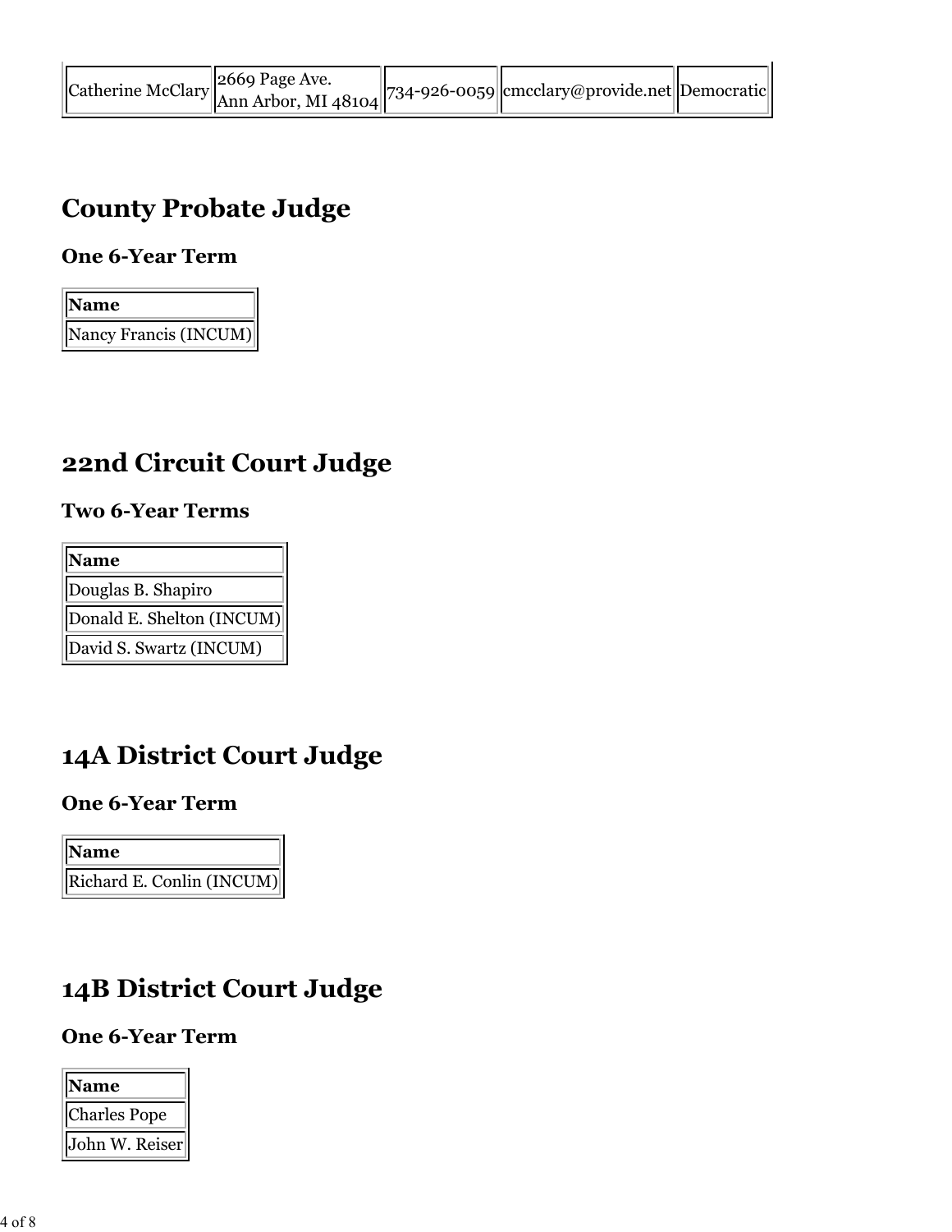| Catherine McClary | 2669 Page Ave. Ann Arbor, MI 48104 | 734-926-0059 | cmcclary@provide.net | Democratic |
| --- | --- | --- | --- | --- |

## County Probate Judge

### One 6-Year Term

| Name |
| --- |
| Nancy Francis (INCUM) |

## 22nd Circuit Court Judge

### Two 6-Year Terms

| Name |
| --- |
| Douglas B. Shapiro |
| Donald E. Shelton (INCUM) |
| David S. Swartz (INCUM) |

## 14A District Court Judge

### One 6-Year Term

| Name |
| --- |
| Richard E. Conlin (INCUM) |

## 14B District Court Judge

### One 6-Year Term

| Name |
| --- |
| Charles Pope |
| John W. Reiser |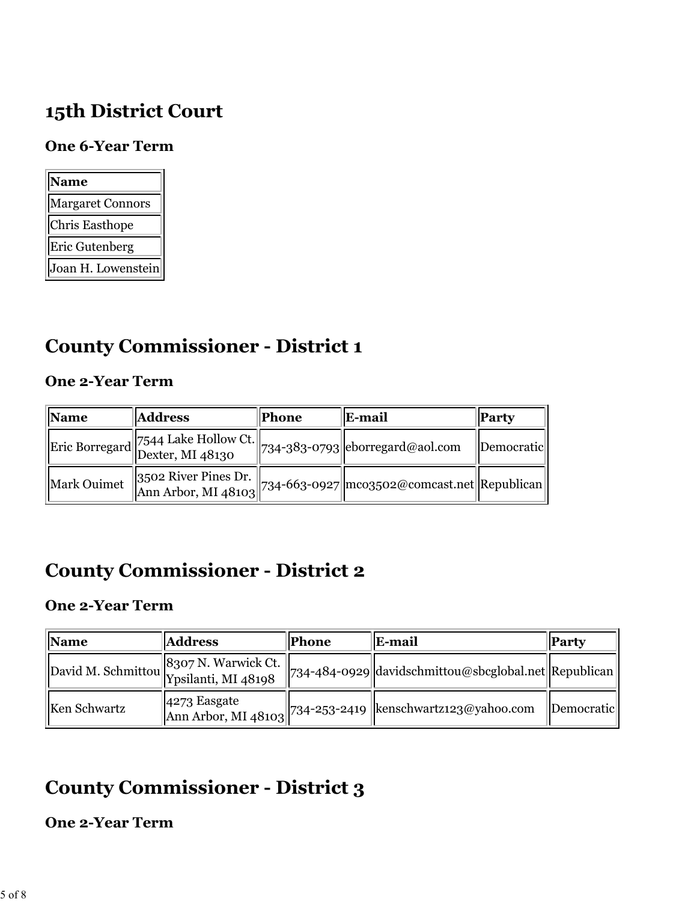## 15th District Court

### One 6-Year Term

| Name |
|---|
| Margaret Connors |
| Chris Easthope |
| Eric Gutenberg |
| Joan H. Lowenstein |

## County Commissioner - District 1

### One 2-Year Term

| Name | Address | Phone | E-mail | Party |
|---|---|---|---|---|
| Eric Borregard | 7544 Lake Hollow Ct. Dexter, MI 48130 | 734-383-0793 | eborregard@aol.com | Democratic |
| Mark Ouimet | 3502 River Pines Dr. Ann Arbor, MI 48103 | 734-663-0927 | mco3502@comcast.net | Republican |

## County Commissioner - District 2

### One 2-Year Term

| Name | Address | Phone | E-mail | Party |
|---|---|---|---|---|
| David M. Schmittou | 8307 N. Warwick Ct. Ypsilanti, MI 48198 | 734-484-0929 | davidschmittou@sbcglobal.net | Republican |
| Ken Schwartz | 4273 Easgate Ann Arbor, MI 48103 | 734-253-2419 | kenschwartz123@yahoo.com | Democratic |

## County Commissioner - District 3

### One 2-Year Term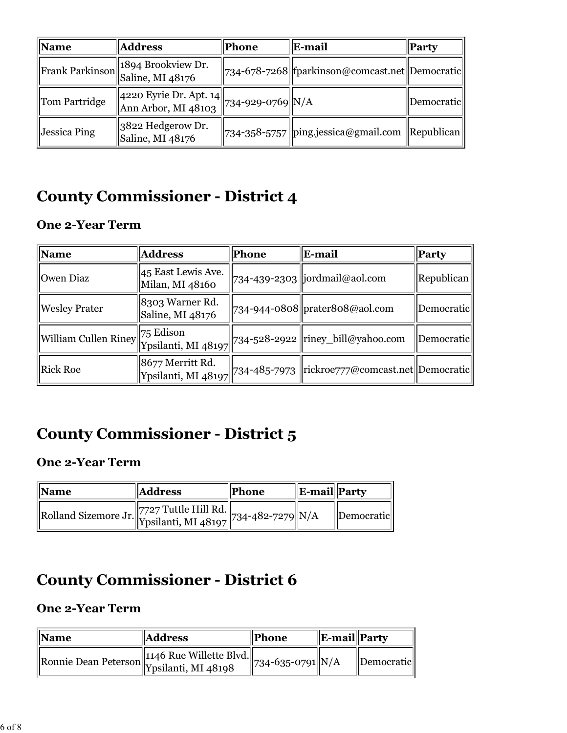| Name | Address | Phone | E-mail | Party |
|---|---|---|---|---|
| Frank Parkinson | 1894 Brookview Dr. Saline, MI 48176 | 734-678-7268 | fparkinson@comcast.net | Democratic |
| Tom Partridge | 4220 Eyrie Dr. Apt. 14 Ann Arbor, MI 48103 | 734-929-0769 | N/A | Democratic |
| Jessica Ping | 3822 Hedgerow Dr. Saline, MI 48176 | 734-358-5757 | ping.jessica@gmail.com | Republican |

# County Commissioner - District 4

### One 2-Year Term

| Name | Address | Phone | E-mail | Party |
|---|---|---|---|---|
| Owen Diaz | 45 East Lewis Ave. Milan, MI 48160 | 734-439-2303 | jordmail@aol.com | Republican |
| Wesley Prater | 8303 Warner Rd. Saline, MI 48176 | 734-944-0808 | prater808@aol.com | Democratic |
| William Cullen Riney | 75 Edison Ypsilanti, MI 48197 | 734-528-2922 | riney_bill@yahoo.com | Democratic |
| Rick Roe | 8677 Merritt Rd. Ypsilanti, MI 48197 | 734-485-7973 | rickroe777@comcast.net | Democratic |

# County Commissioner - District 5

### One 2-Year Term

| Name | Address | Phone | E-mail | Party |
|---|---|---|---|---|
| Rolland Sizemore Jr. | 7727 Tuttle Hill Rd. Ypsilanti, MI 48197 | 734-482-7279 | N/A | Democratic |

# County Commissioner - District 6

### One 2-Year Term

| Name | Address | Phone | E-mail | Party |
|---|---|---|---|---|
| Ronnie Dean Peterson | 1146 Rue Willette Blvd. Ypsilanti, MI 48198 | 734-635-0791 | N/A | Democratic |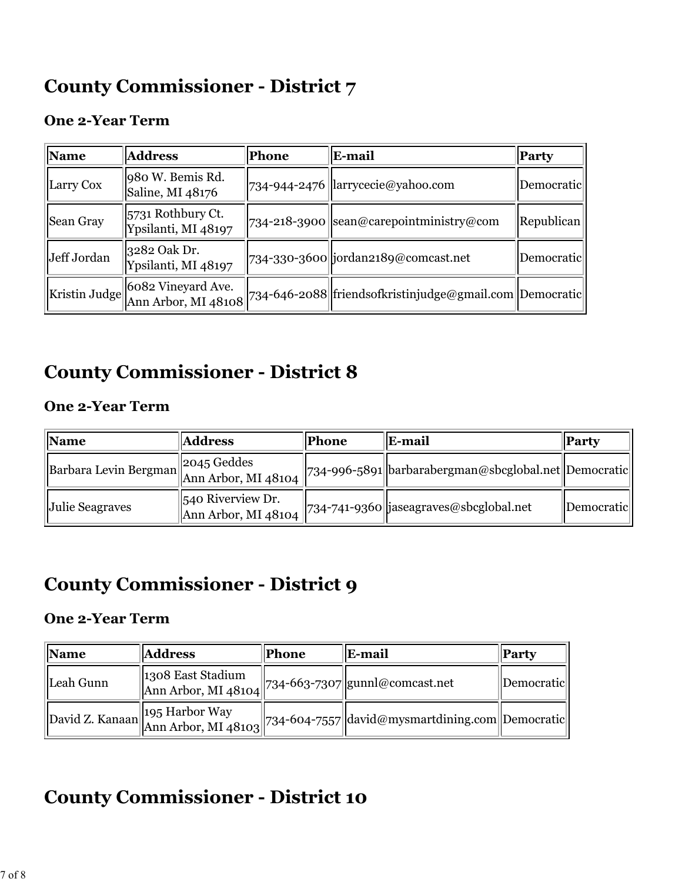## County Commissioner - District 7

### One 2-Year Term

| Name | Address | Phone | E-mail | Party |
|---|---|---|---|---|
| Larry Cox | 980 W. Bemis Rd. Saline, MI 48176 | 734-944-2476 | larrycecie@yahoo.com | Democratic |
| Sean Gray | 5731 Rothbury Ct. Ypsilanti, MI 48197 | 734-218-3900 | sean@carepointministry@com | Republican |
| Jeff Jordan | 3282 Oak Dr. Ypsilanti, MI 48197 | 734-330-3600 | jordan2189@comcast.net | Democratic |
| Kristin Judge | 6082 Vineyard Ave. Ann Arbor, MI 48108 | 734-646-2088 | friendsofkristinjudge@gmail.com | Democratic |

## County Commissioner - District 8

### One 2-Year Term

| Name | Address | Phone | E-mail | Party |
|---|---|---|---|---|
| Barbara Levin Bergman | 2045 Geddes Ann Arbor, MI 48104 | 734-996-5891 | barbarabergman@sbcglobal.net | Democratic |
| Julie Seagraves | 540 Riverview Dr. Ann Arbor, MI 48104 | 734-741-9360 | jaseagraves@sbcglobal.net | Democratic |

## County Commissioner - District 9

### One 2-Year Term

| Name | Address | Phone | E-mail | Party |
|---|---|---|---|---|
| Leah Gunn | 1308 East Stadium Ann Arbor, MI 48104 | 734-663-7307 | gunnl@comcast.net | Democratic |
| David Z. Kanaan | 195 Harbor Way Ann Arbor, MI 48103 | 734-604-7557 | david@mysmartdining.com | Democratic |

## County Commissioner - District 10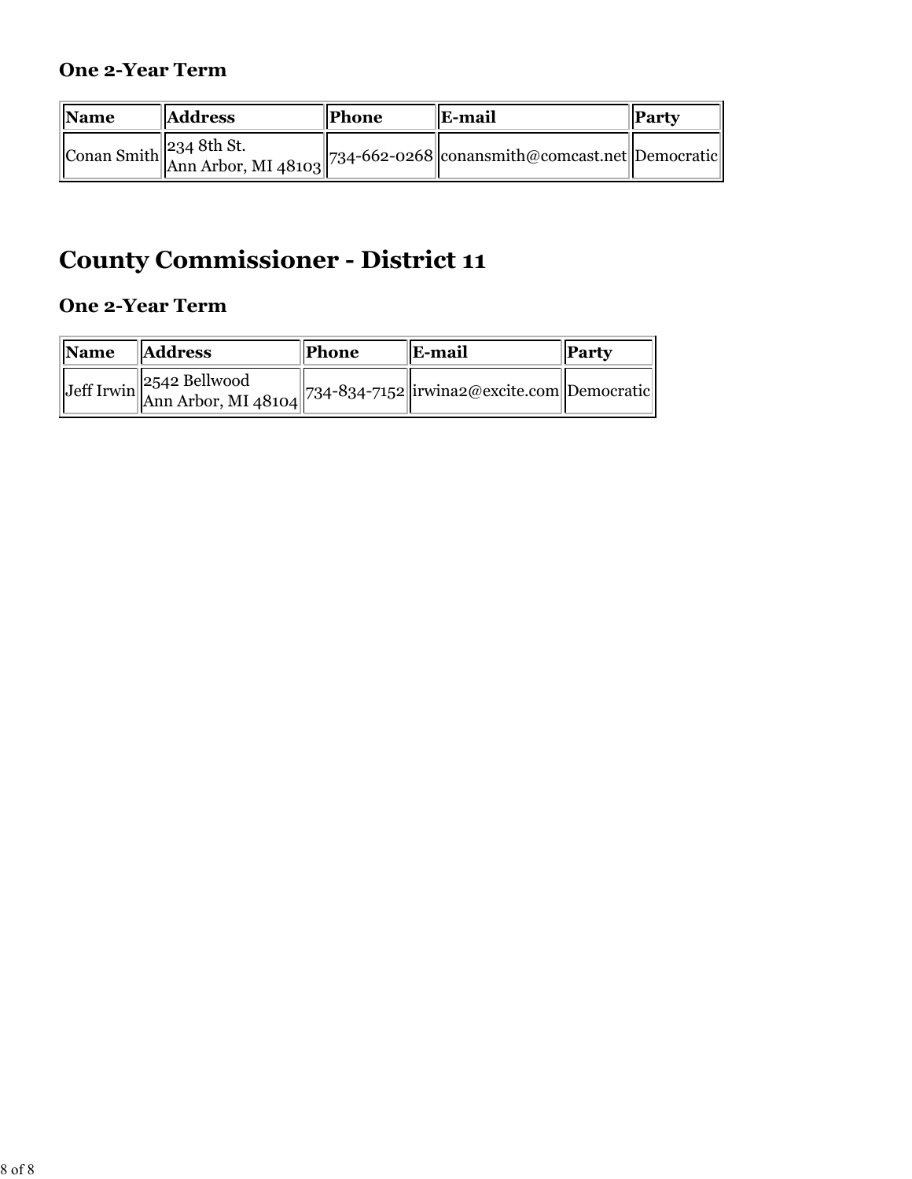### One 2-Year Term

| Name | Address | Phone | E-mail | Party |
|---|---|---|---|---|
| Conan Smith | 234 8th St.<br>Ann Arbor, MI 48103 | 734-662-0268 | conansmith@comcast.net | Democratic |

## County Commissioner - District 11

### One 2-Year Term

| Name | Address | Phone | E-mail | Party |
|---|---|---|---|---|
| Jeff Irwin | 2542 Bellwood<br>Ann Arbor, MI 48104 | 734-834-7152 | irwina2@excite.com | Democratic |